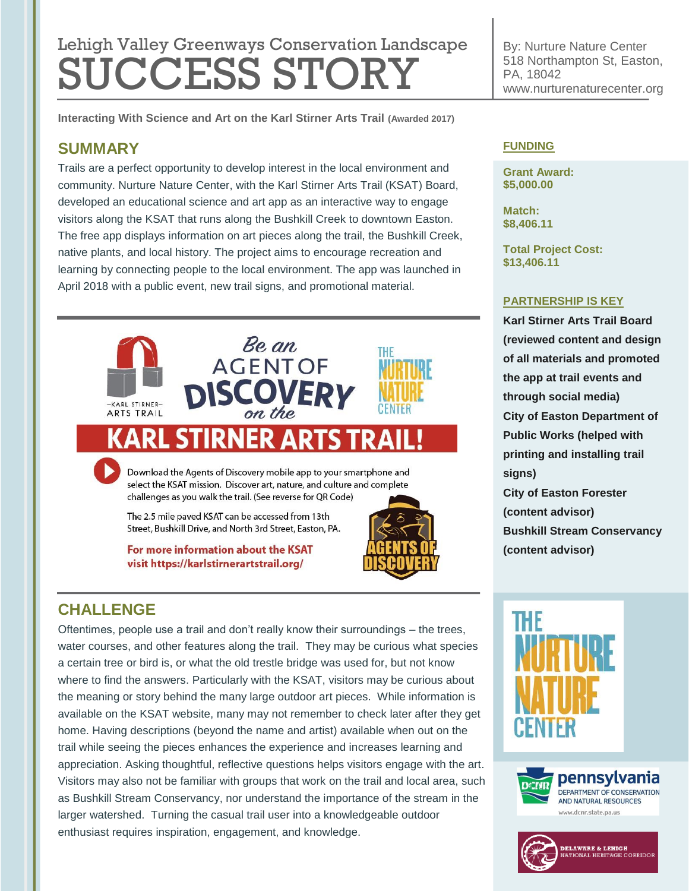Lehigh Valley Greenways Conservation Landscape

# SUCCESS STORY

By: Nurture Nature Center
518 Northampton St, Easton, PA, 18042
www.nurturenaturecenter.org

**Interacting With Science and Art on the Karl Stirner Arts Trail (Awarded 2017)**

## SUMMARY

Trails are a perfect opportunity to develop interest in the local environment and community. Nurture Nature Center, with the Karl Stirner Arts Trail (KSAT) Board, developed an educational science and art app as an interactive way to engage visitors along the KSAT that runs along the Bushkill Creek to downtown Easton. The free app displays information on art pieces along the trail, the Bushkill Creek, native plants, and local history. The project aims to encourage recreation and learning by connecting people to the local environment. The app was launched in April 2018 with a public event, new trail signs, and promotional material.

Be an AGENT OF DISCOVERY on the KARL STIRNER ARTS TRAIL!

Download the Agents of Discovery mobile app to your smartphone and select the KSAT mission. Discover art, nature, and culture and complete challenges as you walk the trail. (See reverse for QR Code)

The 2.5 mile paved KSAT can be accessed from 13th Street, Bushkill Drive, and North 3rd Street, Easton, PA.

For more information about the KSAT visit https://karlstirnerartstrail.org/

## CHALLENGE

Oftentimes, people use a trail and don't really know their surroundings – the trees, water courses, and other features along the trail. They may be curious what species a certain tree or bird is, or what the old trestle bridge was used for, but not know where to find the answers. Particularly with the KSAT, visitors may be curious about the meaning or story behind the many large outdoor art pieces. While information is available on the KSAT website, many may not remember to check later after they get home. Having descriptions (beyond the name and artist) available when out on the trail while seeing the pieces enhances the experience and increases learning and appreciation. Asking thoughtful, reflective questions helps visitors engage with the art. Visitors may also not be familiar with groups that work on the trail and local area, such as Bushkill Stream Conservancy, nor understand the importance of the stream in the larger watershed. Turning the casual trail user into a knowledgeable outdoor enthusiast requires inspiration, engagement, and knowledge.

### FUNDING

**Grant Award:**
**$5,000.00**

**Match:**
**$8,406.11**

**Total Project Cost:**
**$13,406.11**

### PARTNERSHIP IS KEY

**Karl Stirner Arts Trail Board (reviewed content and design of all materials and promoted the app at trail events and through social media)**

**City of Easton Department of Public Works (helped with printing and installing trail signs)**

**City of Easton Forester (content advisor)**

**Bushkill Stream Conservancy (content advisor)**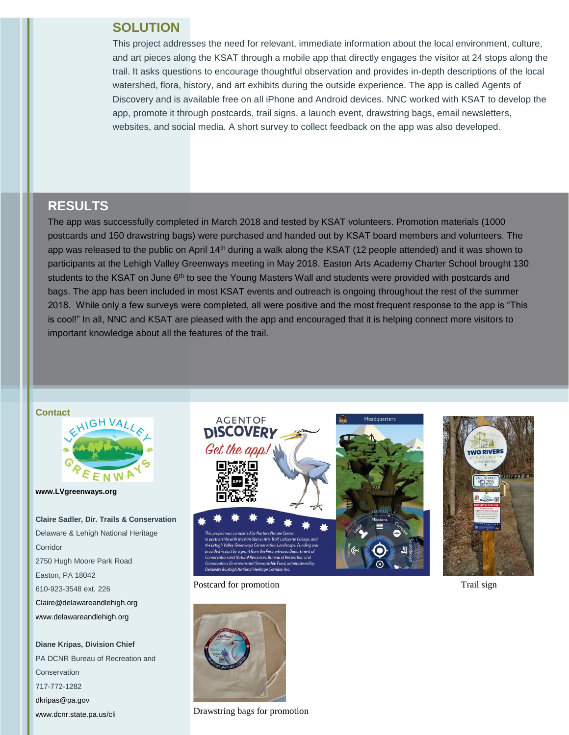## SOLUTION

This project addresses the need for relevant, immediate information about the local environment, culture, and art pieces along the KSAT through a mobile app that directly engages the visitor at 24 stops along the trail. It asks questions to encourage thoughtful observation and provides in-depth descriptions of the local watershed, flora, history, and art exhibits during the outside experience. The app is called Agents of Discovery and is available free on all iPhone and Android devices. NNC worked with KSAT to develop the app, promote it through postcards, trail signs, a launch event, drawstring bags, email newsletters, websites, and social media. A short survey to collect feedback on the app was also developed.

## RESULTS

The app was successfully completed in March 2018 and tested by KSAT volunteers. Promotion materials (1000 postcards and 150 drawstring bags) were purchased and handed out by KSAT board members and volunteers. The app was released to the public on April 14th during a walk along the KSAT (12 people attended) and it was shown to participants at the Lehigh Valley Greenways meeting in May 2018. Easton Arts Academy Charter School brought 130 students to the KSAT on June 6th to see the Young Masters Wall and students were provided with postcards and bags. The app has been included in most KSAT events and outreach is ongoing throughout the rest of the summer 2018. While only a few surveys were completed, all were positive and the most frequent response to the app is “This is cool!” In all, NNC and KSAT are pleased with the app and encouraged that it is helping connect more visitors to important knowledge about all the features of the trail.

### Contact

**www.LVgreenways.org**

**Claire Sadler, Dir. Trails & Conservation**
Delaware & Lehigh National Heritage Corridor
2750 Hugh Moore Park Road
Easton, PA 18042
610-923-3548 ext. 226
Claire@delawareandlehigh.org
www.delawareandlehigh.org

**Diane Kripas, Division Chief**
PA DCNR Bureau of Recreation and Conservation
717-772-1282
dkripas@pa.gov
www.dcnr.state.pa.us/cli

Postcard for promotion

Trail sign

Drawstring bags for promotion